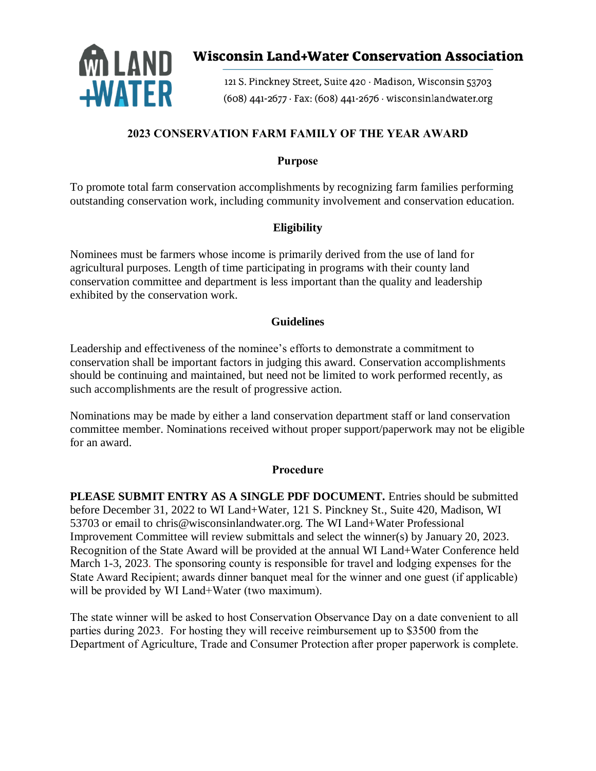# Wisconsin Land+Water Conservation Association

121 S. Pinckney Street, Suite 420 · Madison, Wisconsin 53703
(608) 441-2677 · Fax: (608) 441-2676 · wisconsinlandwater.org

## 2023 CONSERVATION FARM FAMILY OF THE YEAR AWARD

### Purpose

To promote total farm conservation accomplishments by recognizing farm families performing outstanding conservation work, including community involvement and conservation education.

### Eligibility

Nominees must be farmers whose income is primarily derived from the use of land for agricultural purposes. Length of time participating in programs with their county land conservation committee and department is less important than the quality and leadership exhibited by the conservation work.

### Guidelines

Leadership and effectiveness of the nominee's efforts to demonstrate a commitment to conservation shall be important factors in judging this award. Conservation accomplishments should be continuing and maintained, but need not be limited to work performed recently, as such accomplishments are the result of progressive action.

Nominations may be made by either a land conservation department staff or land conservation committee member. Nominations received without proper support/paperwork may not be eligible for an award.

### Procedure

**PLEASE SUBMIT ENTRY AS A SINGLE PDF DOCUMENT.** Entries should be submitted before December 31, 2022 to WI Land+Water, 121 S. Pinckney St., Suite 420, Madison, WI 53703 or email to chris@wisconsinlandwater.org. The WI Land+Water Professional Improvement Committee will review submittals and select the winner(s) by January 20, 2023. Recognition of the State Award will be provided at the annual WI Land+Water Conference held March 1-3, 2023. The sponsoring county is responsible for travel and lodging expenses for the State Award Recipient; awards dinner banquet meal for the winner and one guest (if applicable) will be provided by WI Land+Water (two maximum).

The state winner will be asked to host Conservation Observance Day on a date convenient to all parties during 2023. For hosting they will receive reimbursement up to $3500 from the Department of Agriculture, Trade and Consumer Protection after proper paperwork is complete.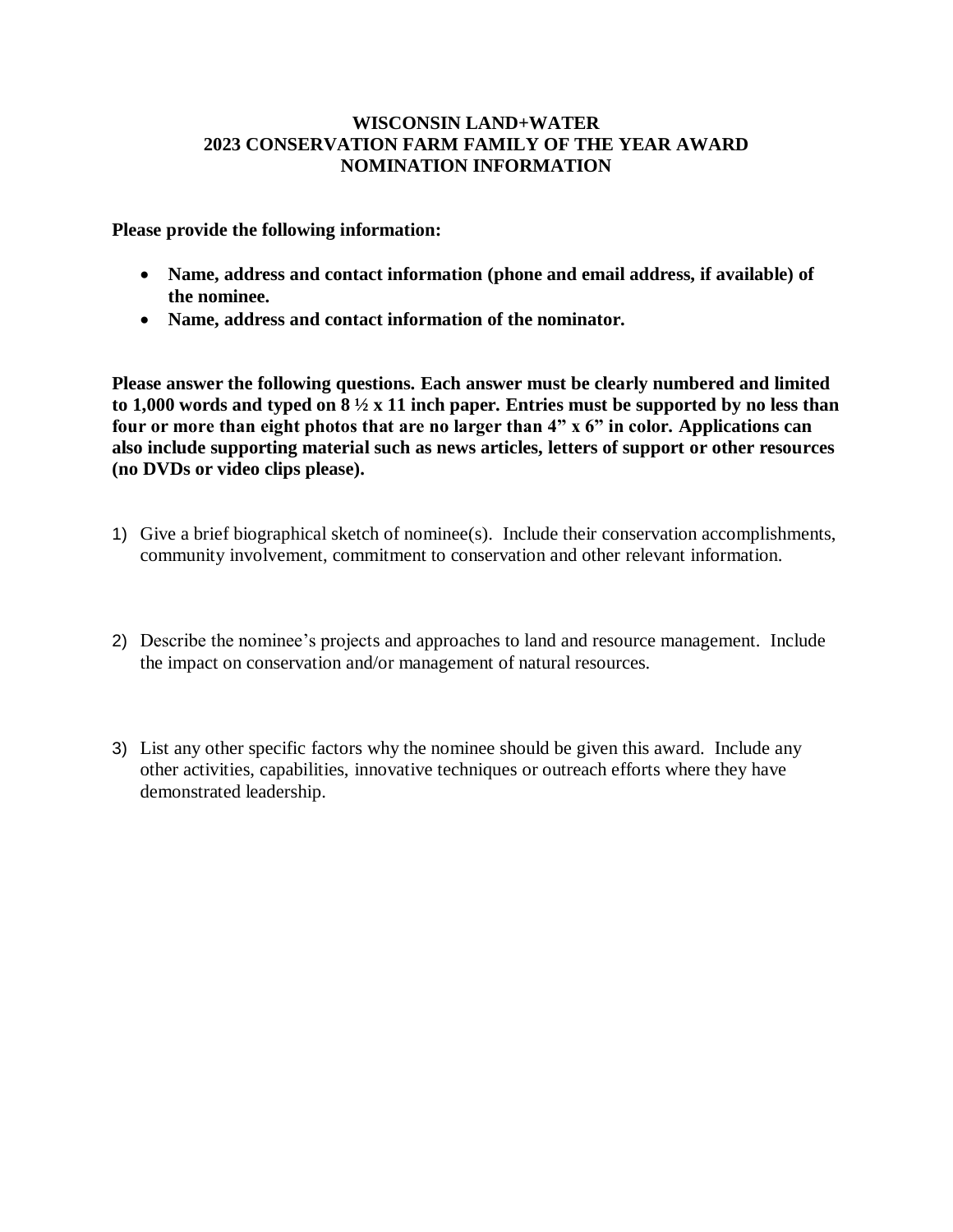# WISCONSIN LAND+WATER
# 2023 CONSERVATION FARM FAMILY OF THE YEAR AWARD
# NOMINATION INFORMATION

**Please provide the following information:**

- **Name, address and contact information (phone and email address, if available) of the nominee.**
- **Name, address and contact information of the nominator.**

**Please answer the following questions. Each answer must be clearly numbered and limited to 1,000 words and typed on 8 ½ x 11 inch paper. Entries must be supported by no less than four or more than eight photos that are no larger than 4" x 6" in color. Applications can also include supporting material such as news articles, letters of support or other resources (no DVDs or video clips please).**

1) Give a brief biographical sketch of nominee(s). Include their conservation accomplishments, community involvement, commitment to conservation and other relevant information.

2) Describe the nominee's projects and approaches to land and resource management. Include the impact on conservation and/or management of natural resources.

3) List any other specific factors why the nominee should be given this award. Include any other activities, capabilities, innovative techniques or outreach efforts where they have demonstrated leadership.